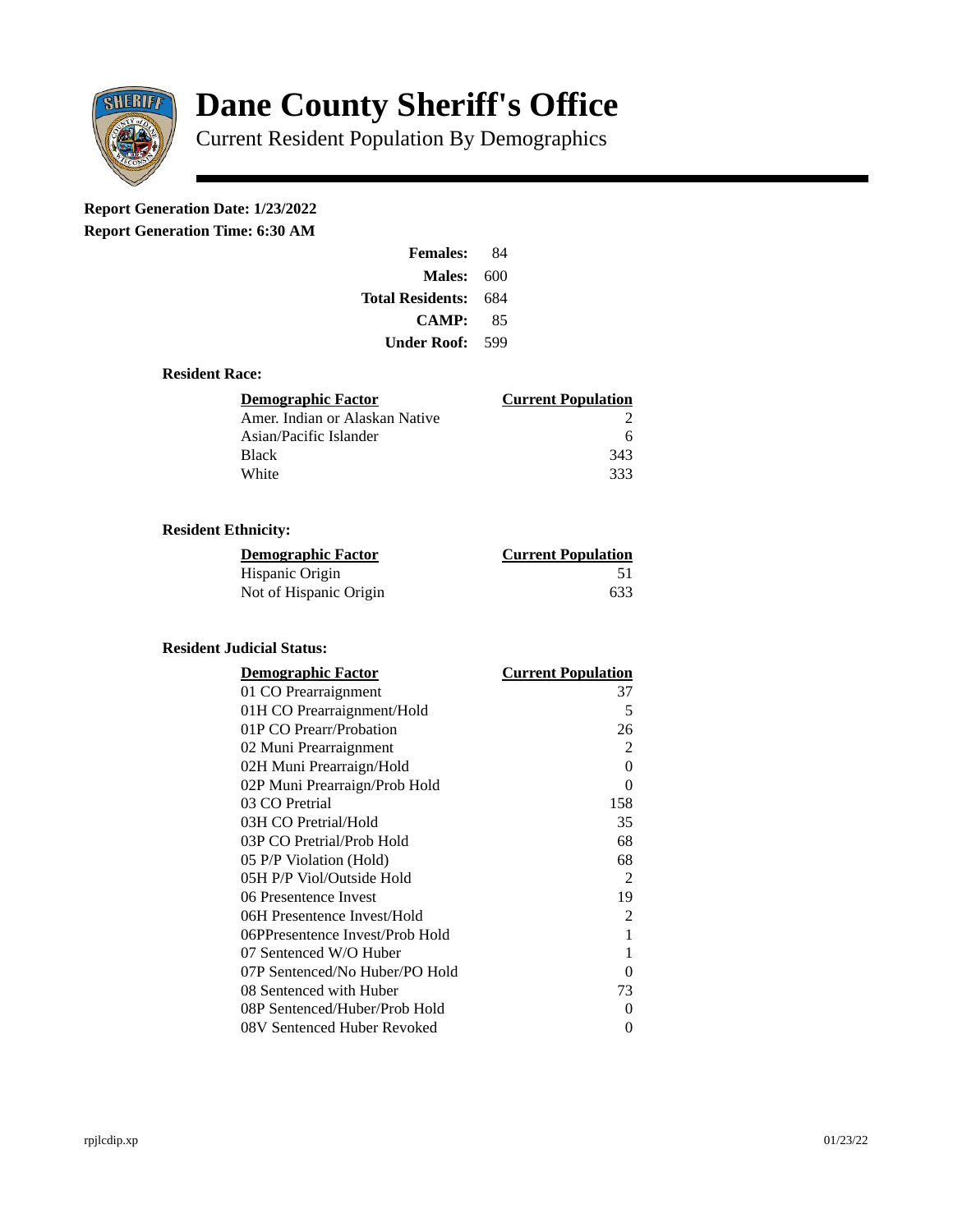# Dane County Sheriff's Office

Current Resident Population By Demographics

**Report Generation Date: 1/23/2022**

**Report Generation Time: 6:30 AM**

| | |
|---|---|
| **Females:** | 84 |
| **Males:** | 600 |
| **Total Residents:** | 684 |
| **CAMP:** | 85 |
| **Under Roof:** | 599 |

### Resident Race:

| Demographic Factor | Current Population |
|---|---|
| Amer. Indian or Alaskan Native | 2 |
| Asian/Pacific Islander | 6 |
| Black | 343 |
| White | 333 |

### Resident Ethnicity:

| Demographic Factor | Current Population |
|---|---|
| Hispanic Origin | 51 |
| Not of Hispanic Origin | 633 |

### Resident Judicial Status:

| Demographic Factor | Current Population |
|---|---|
| 01 CO Prearraignment | 37 |
| 01H CO Prearraignment/Hold | 5 |
| 01P CO Prearr/Probation | 26 |
| 02 Muni Prearraignment | 2 |
| 02H Muni Prearraign/Hold | 0 |
| 02P Muni Prearraign/Prob Hold | 0 |
| 03 CO Pretrial | 158 |
| 03H CO Pretrial/Hold | 35 |
| 03P CO Pretrial/Prob Hold | 68 |
| 05 P/P Violation (Hold) | 68 |
| 05H P/P Viol/Outside Hold | 2 |
| 06 Presentence Invest | 19 |
| 06H Presentence Invest/Hold | 2 |
| 06PPresentence Invest/Prob Hold | 1 |
| 07 Sentenced W/O Huber | 1 |
| 07P Sentenced/No Huber/PO Hold | 0 |
| 08 Sentenced with Huber | 73 |
| 08P Sentenced/Huber/Prob Hold | 0 |
| 08V Sentenced Huber Revoked | 0 |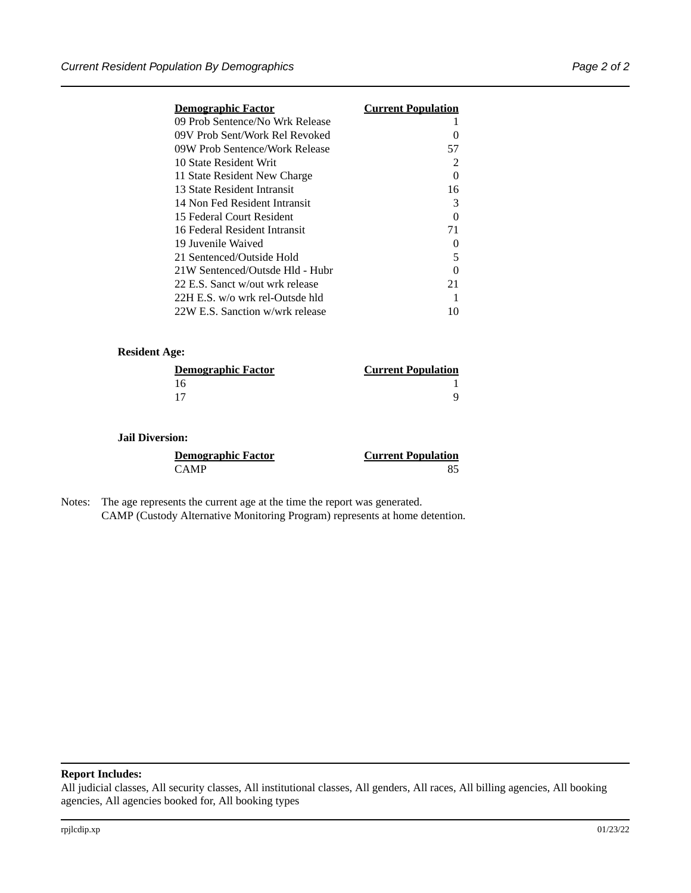| Demographic Factor | Current Population |
|---|---|
| 09 Prob Sentence/No Wrk Release | 1 |
| 09V Prob Sent/Work Rel Revoked | 0 |
| 09W Prob Sentence/Work Release | 57 |
| 10 State Resident Writ | 2 |
| 11 State Resident New Charge | 0 |
| 13 State Resident Intransit | 16 |
| 14 Non Fed Resident Intransit | 3 |
| 15 Federal Court Resident | 0 |
| 16 Federal Resident Intransit | 71 |
| 19 Juvenile Waived | 0 |
| 21 Sentenced/Outside Hold | 5 |
| 21W Sentenced/Outsde Hld - Hubr | 0 |
| 22 E.S. Sanct w/out wrk release | 21 |
| 22H E.S. w/o wrk rel-Outsde hld | 1 |
| 22W E.S. Sanction w/wrk release | 10 |

**Resident Age:**

| Demographic Factor | Current Population |
|---|---|
| 16 | 1 |
| 17 | 9 |

**Jail Diversion:**

| Demographic Factor | Current Population |
|---|---|
| CAMP | 85 |

Notes: The age represents the current age at the time the report was generated.
CAMP (Custody Alternative Monitoring Program) represents at home detention.

**Report Includes:**

All judicial classes, All security classes, All institutional classes, All genders, All races, All billing agencies, All booking agencies, All agencies booked for, All booking types